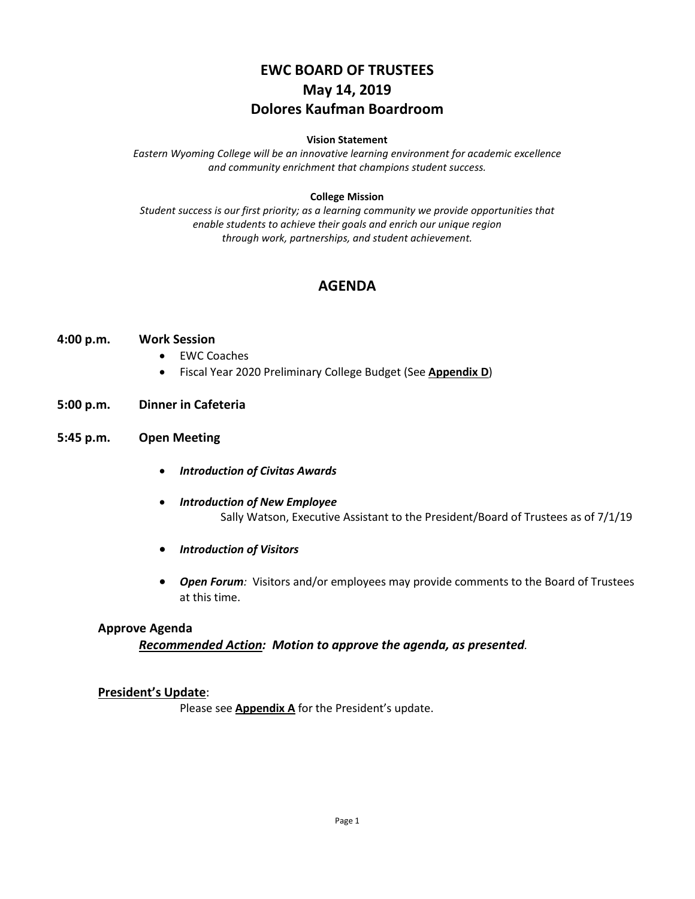# EWC BOARD OF TRUSTEES
# May 14, 2019
# Dolores Kaufman Boardroom

**Vision Statement**

*Eastern Wyoming College will be an innovative learning environment for academic excellence and community enrichment that champions student success.*

**College Mission**

*Student success is our first priority; as a learning community we provide opportunities that enable students to achieve their goals and enrich our unique region through work, partnerships, and student achievement.*

## AGENDA

**4:00 p.m. Work Session**

- EWC Coaches
- Fiscal Year 2020 Preliminary College Budget (See **Appendix D**)

**5:00 p.m. Dinner in Cafeteria**

**5:45 p.m. Open Meeting**

- ***Introduction of Civitas Awards***
- ***Introduction of New Employee***
  Sally Watson, Executive Assistant to the President/Board of Trustees as of 7/1/19
- ***Introduction of Visitors***
- ***Open Forum****:* Visitors and/or employees may provide comments to the Board of Trustees at this time.

**Approve Agenda**

***Recommended Action:* *Motion to approve the agenda, as presented*.**

**President's Update**:

Please see **Appendix A** for the President's update.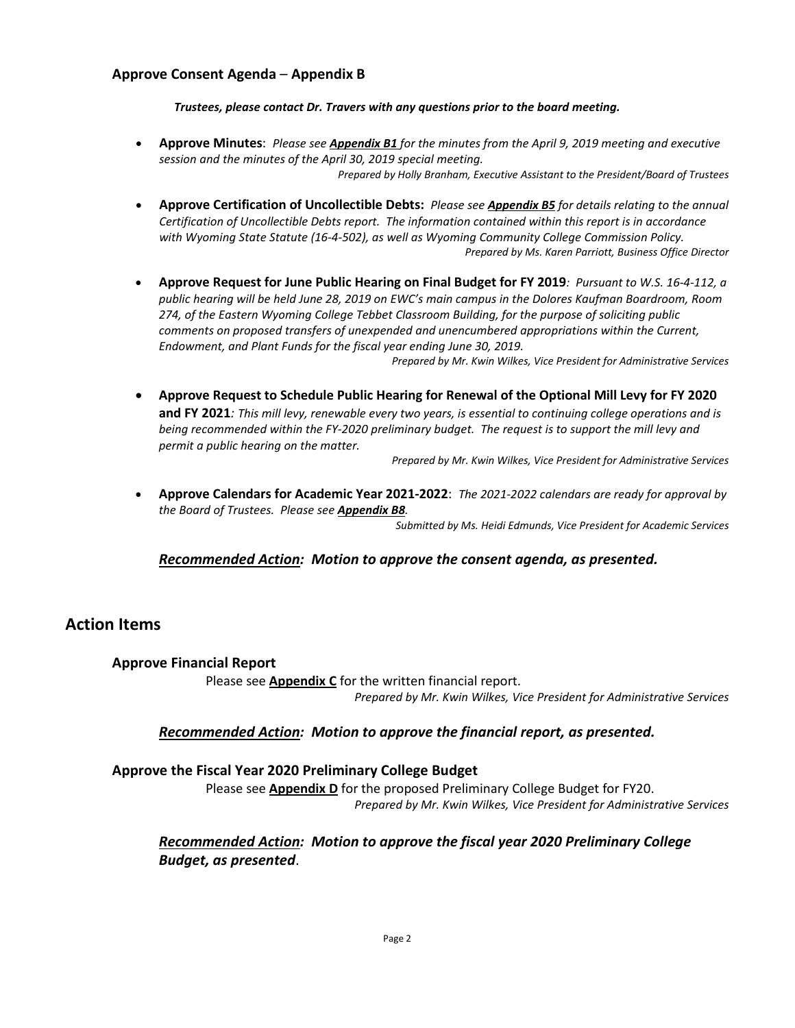### Approve Consent Agenda – Appendix B

***Trustees, please contact Dr. Travers with any questions prior to the board meeting.***

- **Approve Minutes**: *Please see* ***Appendix B1*** *for the minutes from the April 9, 2019 meeting and executive session and the minutes of the April 30, 2019 special meeting.*
  *Prepared by Holly Branham, Executive Assistant to the President/Board of Trustees*

- **Approve Certification of Uncollectible Debts:** *Please see* ***Appendix B5*** *for details relating to the annual Certification of Uncollectible Debts report. The information contained within this report is in accordance with Wyoming State Statute (16-4-502), as well as Wyoming Community College Commission Policy.*
  *Prepared by Ms. Karen Parriott, Business Office Director*

- **Approve Request for June Public Hearing on Final Budget for FY 2019***: Pursuant to W.S. 16-4-112, a public hearing will be held June 28, 2019 on EWC's main campus in the Dolores Kaufman Boardroom, Room 274, of the Eastern Wyoming College Tebbet Classroom Building, for the purpose of soliciting public comments on proposed transfers of unexpended and unencumbered appropriations within the Current, Endowment, and Plant Funds for the fiscal year ending June 30, 2019.*
  *Prepared by Mr. Kwin Wilkes, Vice President for Administrative Services*

- **Approve Request to Schedule Public Hearing for Renewal of the Optional Mill Levy for FY 2020 and FY 2021***: This mill levy, renewable every two years, is essential to continuing college operations and is being recommended within the FY-2020 preliminary budget. The request is to support the mill levy and permit a public hearing on the matter.*
  *Prepared by Mr. Kwin Wilkes, Vice President for Administrative Services*

- **Approve Calendars for Academic Year 2021-2022**: *The 2021-2022 calendars are ready for approval by the Board of Trustees. Please see* ***Appendix B8****.*
  *Submitted by Ms. Heidi Edmunds, Vice President for Academic Services*

***Recommended Action:*** ***Motion to approve the consent agenda, as presented.***

## Action Items

### Approve Financial Report

Please see **Appendix C** for the written financial report.
*Prepared by Mr. Kwin Wilkes, Vice President for Administrative Services*

***Recommended Action:*** ***Motion to approve the financial report, as presented.***

### Approve the Fiscal Year 2020 Preliminary College Budget

Please see **Appendix D** for the proposed Preliminary College Budget for FY20.
*Prepared by Mr. Kwin Wilkes, Vice President for Administrative Services*

***Recommended Action:*** ***Motion to approve the fiscal year 2020 Preliminary College Budget, as presented.***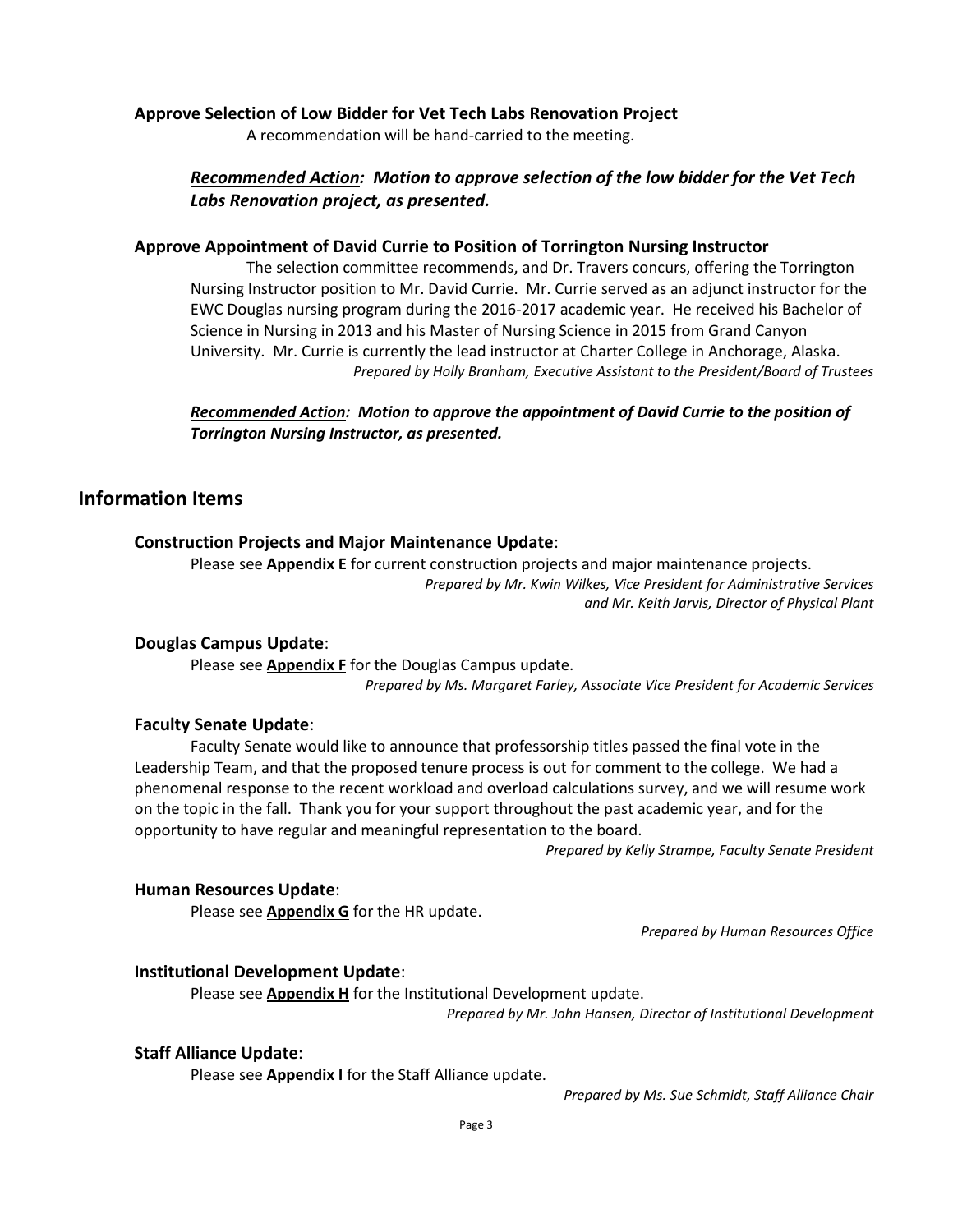### Approve Selection of Low Bidder for Vet Tech Labs Renovation Project

A recommendation will be hand-carried to the meeting.

***Recommended Action:* *Motion to approve selection of the low bidder for the Vet Tech Labs Renovation project, as presented.***

### Approve Appointment of David Currie to Position of Torrington Nursing Instructor

The selection committee recommends, and Dr. Travers concurs, offering the Torrington Nursing Instructor position to Mr. David Currie. Mr. Currie served as an adjunct instructor for the EWC Douglas nursing program during the 2016-2017 academic year. He received his Bachelor of Science in Nursing in 2013 and his Master of Nursing Science in 2015 from Grand Canyon University. Mr. Currie is currently the lead instructor at Charter College in Anchorage, Alaska.

*Prepared by Holly Branham, Executive Assistant to the President/Board of Trustees*

***Recommended Action:* *Motion to approve the appointment of David Currie to the position of Torrington Nursing Instructor, as presented.***

## Information Items

### Construction Projects and Major Maintenance Update:

Please see **Appendix E** for current construction projects and major maintenance projects.

*Prepared by Mr. Kwin Wilkes, Vice President for Administrative Services and Mr. Keith Jarvis, Director of Physical Plant*

### Douglas Campus Update:

Please see **Appendix F** for the Douglas Campus update.

*Prepared by Ms. Margaret Farley, Associate Vice President for Academic Services*

### Faculty Senate Update:

Faculty Senate would like to announce that professorship titles passed the final vote in the Leadership Team, and that the proposed tenure process is out for comment to the college. We had a phenomenal response to the recent workload and overload calculations survey, and we will resume work on the topic in the fall. Thank you for your support throughout the past academic year, and for the opportunity to have regular and meaningful representation to the board.

*Prepared by Kelly Strampe, Faculty Senate President*

### Human Resources Update:

Please see **Appendix G** for the HR update.

*Prepared by Human Resources Office*

### Institutional Development Update:

Please see **Appendix H** for the Institutional Development update.

*Prepared by Mr. John Hansen, Director of Institutional Development*

### Staff Alliance Update:

Please see **Appendix I** for the Staff Alliance update.

*Prepared by Ms. Sue Schmidt, Staff Alliance Chair*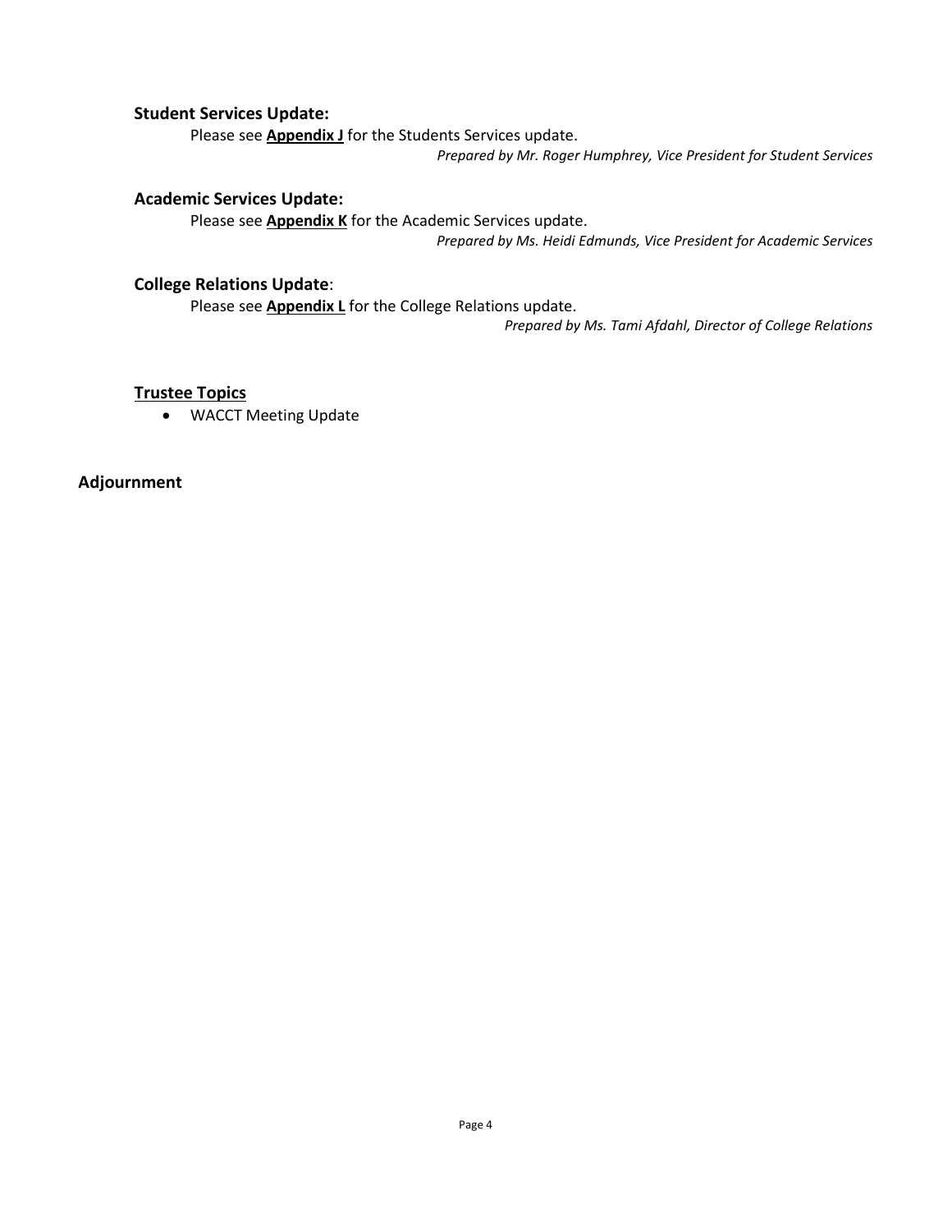### Student Services Update:

Please see **Appendix J** for the Students Services update.

*Prepared by Mr. Roger Humphrey, Vice President for Student Services*

### Academic Services Update:

Please see **Appendix K** for the Academic Services update.

*Prepared by Ms. Heidi Edmunds, Vice President for Academic Services*

### College Relations Update:

Please see **Appendix L** for the College Relations update.

*Prepared by Ms. Tami Afdahl, Director of College Relations*

### Trustee Topics

- WACCT Meeting Update

## Adjournment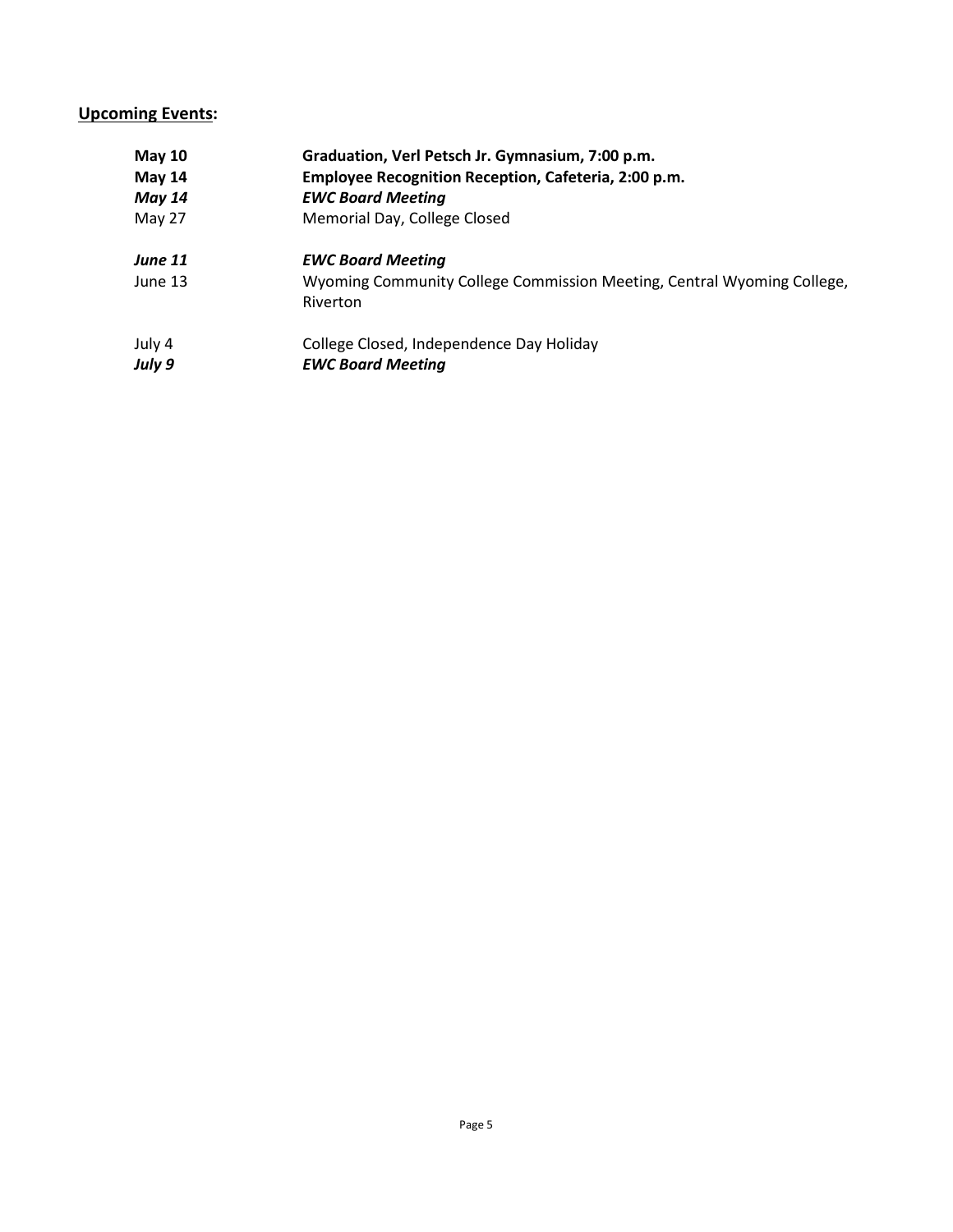**Upcoming Events:**

| | |
|---|---|
| **May 10** | **Graduation, Verl Petsch Jr. Gymnasium, 7:00 p.m.** |
| **May 14** | **Employee Recognition Reception, Cafeteria, 2:00 p.m.** |
| ***May 14*** | ***EWC Board Meeting*** |
| May 27 | Memorial Day, College Closed |
| ***June 11*** | ***EWC Board Meeting*** |
| June 13 | Wyoming Community College Commission Meeting, Central Wyoming College, Riverton |
| July 4 | College Closed, Independence Day Holiday |
| ***July 9*** | ***EWC Board Meeting*** |